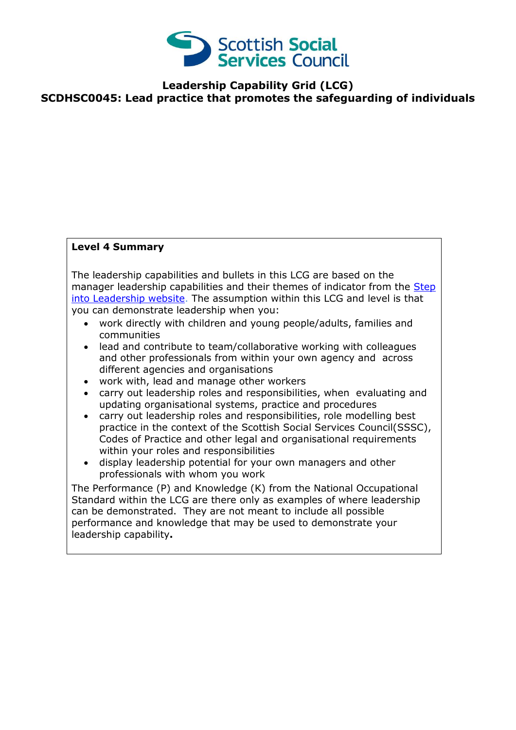Scottish Social Services Council

# Leadership Capability Grid (LCG)

## SCDHSC0045: Lead practice that promotes the safeguarding of individuals

**Level 4 Summary**

The leadership capabilities and bullets in this LCG are based on the manager leadership capabilities and their themes of indicator from the Step into Leadership website. The assumption within this LCG and level is that you can demonstrate leadership when you:

- work directly with children and young people/adults, families and communities
- lead and contribute to team/collaborative working with colleagues and other professionals from within your own agency and across different agencies and organisations
- work with, lead and manage other workers
- carry out leadership roles and responsibilities, when evaluating and updating organisational systems, practice and procedures
- carry out leadership roles and responsibilities, role modelling best practice in the context of the Scottish Social Services Council(SSSC), Codes of Practice and other legal and organisational requirements within your roles and responsibilities
- display leadership potential for your own managers and other professionals with whom you work

The Performance (P) and Knowledge (K) from the National Occupational Standard within the LCG are there only as examples of where leadership can be demonstrated. They are not meant to include all possible performance and knowledge that may be used to demonstrate your leadership capability**.**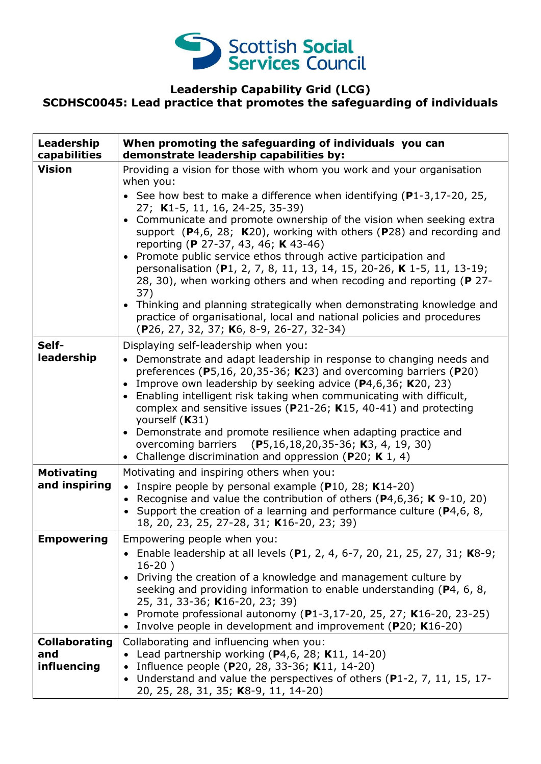Scottish Social Services Council

# Leadership Capability Grid (LCG)

## SCDHSC0045: Lead practice that promotes the safeguarding of individuals

| Leadership capabilities | When promoting the safeguarding of individuals you can demonstrate leadership capabilities by: |
|---|---|
| **Vision** | Providing a vision for those with whom you work and your organisation when you:<br>• See how best to make a difference when identifying (**P**1-3,17-20, 25, 27; **K**1-5, 11, 16, 24-25, 35-39)<br>• Communicate and promote ownership of the vision when seeking extra support (**P**4,6, 28; **K**20), working with others (**P**28) and recording and reporting (**P** 27-37, 43, 46; **K** 43-46)<br>• Promote public service ethos through active participation and personalisation (**P**1, 2, 7, 8, 11, 13, 14, 15, 20-26, **K** 1-5, 11, 13-19; 28, 30), when working others and when recoding and reporting (**P** 27-37)<br>• Thinking and planning strategically when demonstrating knowledge and practice of organisational, local and national policies and procedures (**P**26, 27, 32, 37; **K**6, 8-9, 26-27, 32-34) |
| **Self-leadership** | Displaying self-leadership when you:<br>• Demonstrate and adapt leadership in response to changing needs and preferences (**P**5,16, 20,35-36; **K**23) and overcoming barriers (**P**20)<br>• Improve own leadership by seeking advice (**P**4,6,36; **K**20, 23)<br>• Enabling intelligent risk taking when communicating with difficult, complex and sensitive issues (**P**21-26; **K**15, 40-41) and protecting yourself (**K**31)<br>• Demonstrate and promote resilience when adapting practice and overcoming barriers (**P**5,16,18,20,35-36; **K**3, 4, 19, 30)<br>• Challenge discrimination and oppression (**P**20; **K** 1, 4) |
| **Motivating and inspiring** | Motivating and inspiring others when you:<br>• Inspire people by personal example (**P**10, 28; **K**14-20)<br>• Recognise and value the contribution of others (**P**4,6,36; **K** 9-10, 20)<br>• Support the creation of a learning and performance culture (**P**4,6, 8, 18, 20, 23, 25, 27-28, 31; **K**16-20, 23; 39) |
| **Empowering** | Empowering people when you:<br>• Enable leadership at all levels (**P**1, 2, 4, 6-7, 20, 21, 25, 27, 31; **K**8-9; 16-20 )<br>• Driving the creation of a knowledge and management culture by seeking and providing information to enable understanding (**P**4, 6, 8, 25, 31, 33-36; **K**16-20, 23; 39)<br>• Promote professional autonomy (**P**1-3,17-20, 25, 27; **K**16-20, 23-25)<br>• Involve people in development and improvement (**P**20; **K**16-20) |
| **Collaborating and influencing** | Collaborating and influencing when you:<br>• Lead partnership working (**P**4,6, 28; **K**11, 14-20)<br>• Influence people (**P**20, 28, 33-36; **K**11, 14-20)<br>• Understand and value the perspectives of others (**P**1-2, 7, 11, 15, 17-20, 25, 28, 31, 35; **K**8-9, 11, 14-20) |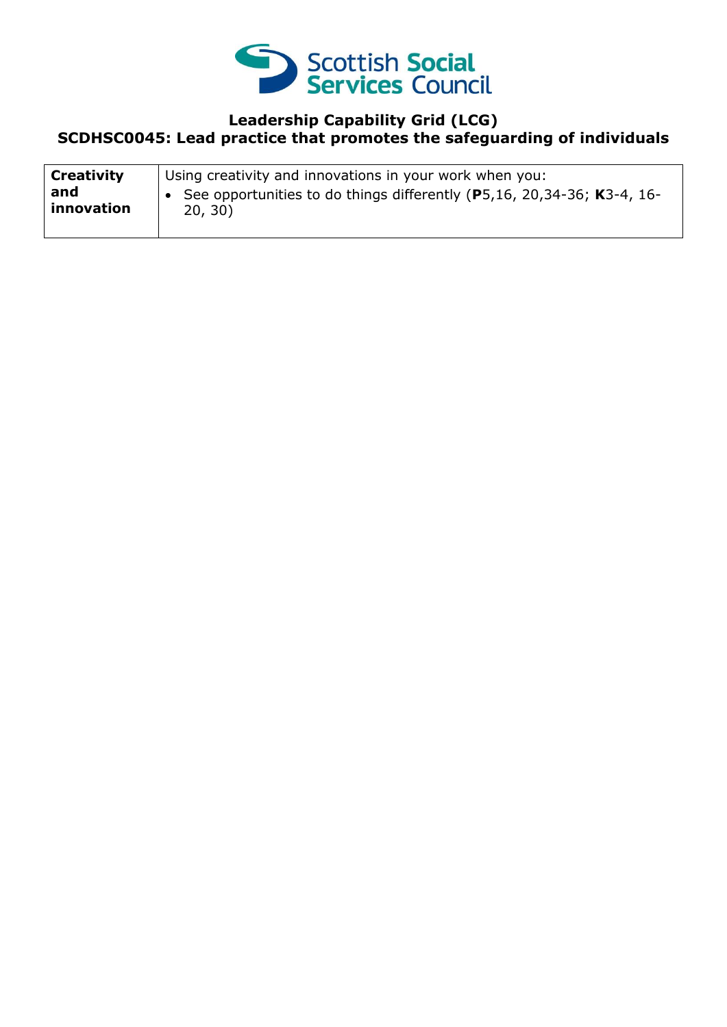**Leadership Capability Grid (LCG)**
**SCDHSC0045: Lead practice that promotes the safeguarding of individuals**

| | |
|---|---|
| **Creativity and innovation** | Using creativity and innovations in your work when you:<br>• See opportunities to do things differently (**P**5,16, 20,34-36; **K**3-4, 16-20, 30) |